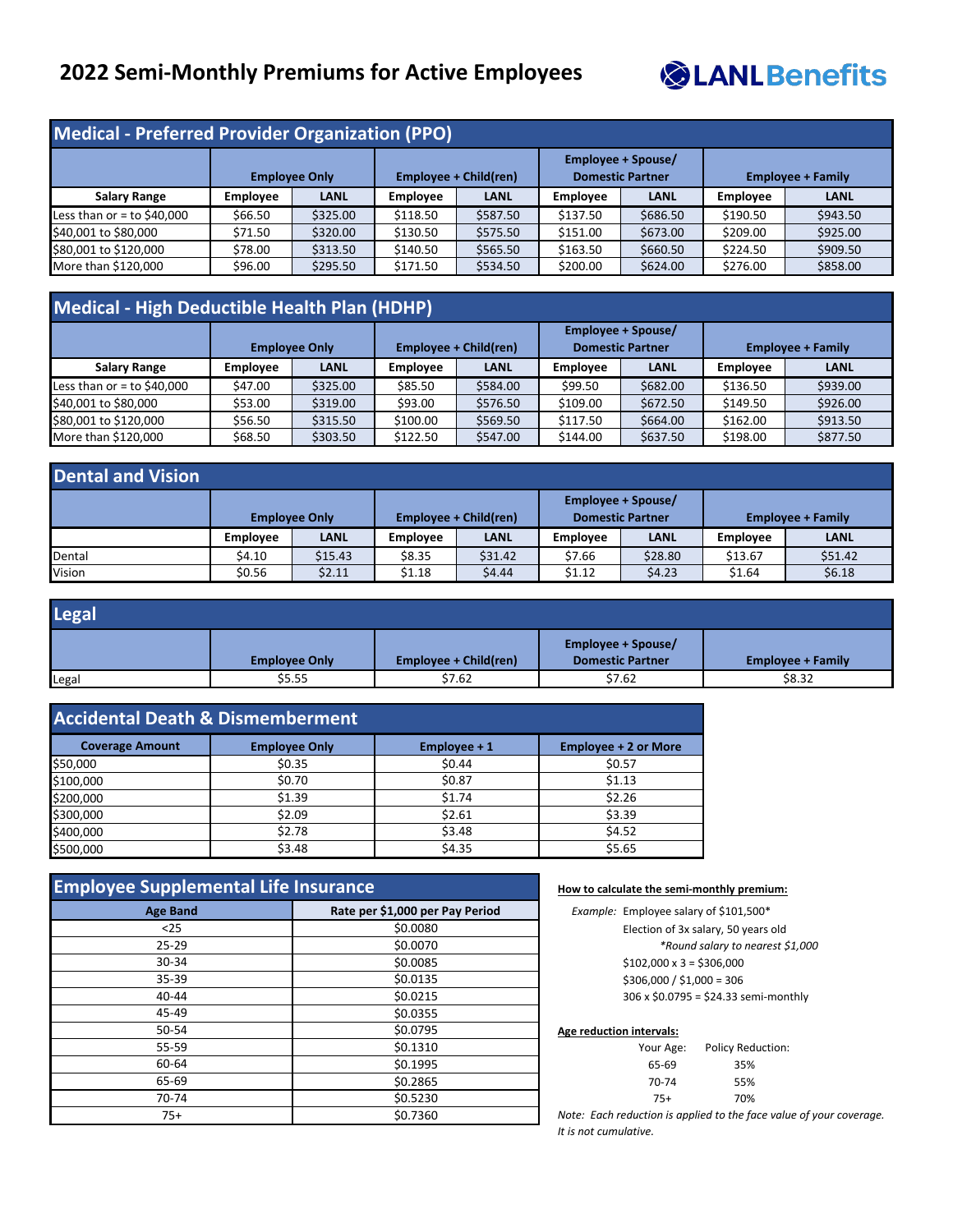# 2022 Semi-Monthly Premiums for Active Employees

LANL Benefits

## Medical - Preferred Provider Organization (PPO)

| | Employee Only | | Employee + Child(ren) | | Employee + Spouse/ Domestic Partner | | Employee + Family | |
|---|---|---|---|---|---|---|---|---|
| **Salary Range** | **Employee** | **LANL** | **Employee** | **LANL** | **Employee** | **LANL** | **Employee** | **LANL** |
| Less than or = to $40,000 | $66.50 | $325.00 | $118.50 | $587.50 | $137.50 | $686.50 | $190.50 | $943.50 |
| $40,001 to $80,000 | $71.50 | $320.00 | $130.50 | $575.50 | $151.00 | $673.00 | $209.00 | $925.00 |
| $80,001 to $120,000 | $78.00 | $313.50 | $140.50 | $565.50 | $163.50 | $660.50 | $224.50 | $909.50 |
| More than $120,000 | $96.00 | $295.50 | $171.50 | $534.50 | $200.00 | $624.00 | $276.00 | $858.00 |

## Medical - High Deductible Health Plan (HDHP)

| | Employee Only | | Employee + Child(ren) | | Employee + Spouse/ Domestic Partner | | Employee + Family | |
|---|---|---|---|---|---|---|---|---|
| **Salary Range** | **Employee** | **LANL** | **Employee** | **LANL** | **Employee** | **LANL** | **Employee** | **LANL** |
| Less than or = to $40,000 | $47.00 | $325.00 | $85.50 | $584.00 | $99.50 | $682.00 | $136.50 | $939.00 |
| $40,001 to $80,000 | $53.00 | $319.00 | $93.00 | $576.50 | $109.00 | $672.50 | $149.50 | $926.00 |
| $80,001 to $120,000 | $56.50 | $315.50 | $100.00 | $569.50 | $117.50 | $664.00 | $162.00 | $913.50 |
| More than $120,000 | $68.50 | $303.50 | $122.50 | $547.00 | $144.00 | $637.50 | $198.00 | $877.50 |

## Dental and Vision

| | Employee Only | | Employee + Child(ren) | | Employee + Spouse/ Domestic Partner | | Employee + Family | |
|---|---|---|---|---|---|---|---|---|
| | **Employee** | **LANL** | **Employee** | **LANL** | **Employee** | **LANL** | **Employee** | **LANL** |
| Dental | $4.10 | $15.43 | $8.35 | $31.42 | $7.66 | $28.80 | $13.67 | $51.42 |
| Vision | $0.56 | $2.11 | $1.18 | $4.44 | $1.12 | $4.23 | $1.64 | $6.18 |

## Legal

| | Employee Only | Employee + Child(ren) | Employee + Spouse/ Domestic Partner | Employee + Family |
|---|---|---|---|---|
| Legal | $5.55 | $7.62 | $7.62 | $8.32 |

## Accidental Death & Dismemberment

| Coverage Amount | Employee Only | Employee + 1 | Employee + 2 or More |
|---|---|---|---|
| $50,000 | $0.35 | $0.44 | $0.57 |
| $100,000 | $0.70 | $0.87 | $1.13 |
| $200,000 | $1.39 | $1.74 | $2.26 |
| $300,000 | $2.09 | $2.61 | $3.39 |
| $400,000 | $2.78 | $3.48 | $4.52 |
| $500,000 | $3.48 | $4.35 | $5.65 |

## Employee Supplemental Life Insurance

| Age Band | Rate per $1,000 per Pay Period |
|---|---|
| <25 | $0.0080 |
| 25-29 | $0.0070 |
| 30-34 | $0.0085 |
| 35-39 | $0.0135 |
| 40-44 | $0.0215 |
| 45-49 | $0.0355 |
| 50-54 | $0.0795 |
| 55-59 | $0.1310 |
| 60-64 | $0.1995 |
| 65-69 | $0.2865 |
| 70-74 | $0.5230 |
| 75+ | $0.7360 |

**How to calculate the semi-monthly premium:**

*Example:* Employee salary of $101,500*
Election of 3x salary, 50 years old
*\*Round salary to nearest $1,000*
$102,000 x 3 = $306,000
$306,000 / $1,000 = 306
306 x $0.0795 = $24.33 semi-monthly

**Age reduction intervals:**

| Your Age: | Policy Reduction: |
|---|---|
| 65-69 | 35% |
| 70-74 | 55% |
| 75+ | 70% |

*Note: Each reduction is applied to the face value of your coverage. It is not cumulative.*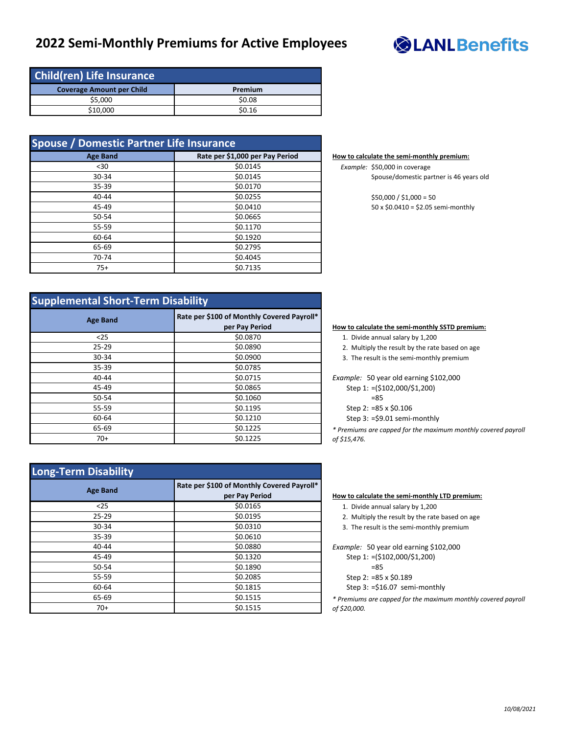# 2022 Semi-Monthly Premiums for Active Employees

LANLBenefits

## Child(ren) Life Insurance

| Coverage Amount per Child | Premium |
|---|---|
| $5,000 | $0.08 |
| $10,000 | $0.16 |

## Spouse / Domestic Partner Life Insurance

| Age Band | Rate per $1,000 per Pay Period |
|---|---|
| <30 | $0.0145 |
| 30-34 | $0.0145 |
| 35-39 | $0.0170 |
| 40-44 | $0.0255 |
| 45-49 | $0.0410 |
| 50-54 | $0.0665 |
| 55-59 | $0.1170 |
| 60-64 | $0.1920 |
| 65-69 | $0.2795 |
| 70-74 | $0.4045 |
| 75+ | $0.7135 |

**How to calculate the semi-monthly premium:**

*Example:* $50,000 in coverage
Spouse/domestic partner is 46 years old

$50,000 / $1,000 = 50
50 x $0.0410 = $2.05 semi-monthly

## Supplemental Short-Term Disability

| Age Band | Rate per $100 of Monthly Covered Payroll* per Pay Period |
|---|---|
| <25 | $0.0870 |
| 25-29 | $0.0890 |
| 30-34 | $0.0900 |
| 35-39 | $0.0785 |
| 40-44 | $0.0715 |
| 45-49 | $0.0865 |
| 50-54 | $0.1060 |
| 55-59 | $0.1195 |
| 60-64 | $0.1210 |
| 65-69 | $0.1225 |
| 70+ | $0.1225 |

**How to calculate the semi-monthly SSTD premium:**

1. Divide annual salary by 1,200
2. Multiply the result by the rate based on age
3. The result is the semi-monthly premium

*Example:* 50 year old earning $102,000
Step 1: =($102,000/$1,200)
=85
Step 2: =85 x $0.106
Step 3: =$9.01 semi-monthly

*\* Premiums are capped for the maximum monthly covered payroll of $15,476.*

## Long-Term Disability

| Age Band | Rate per $100 of Monthly Covered Payroll* per Pay Period |
|---|---|
| <25 | $0.0165 |
| 25-29 | $0.0195 |
| 30-34 | $0.0310 |
| 35-39 | $0.0610 |
| 40-44 | $0.0880 |
| 45-49 | $0.1320 |
| 50-54 | $0.1890 |
| 55-59 | $0.2085 |
| 60-64 | $0.1815 |
| 65-69 | $0.1515 |
| 70+ | $0.1515 |

**How to calculate the semi-monthly LTD premium:**

1. Divide annual salary by 1,200
2. Multiply the result by the rate based on age
3. The result is the semi-monthly premium

*Example:* 50 year old earning $102,000
Step 1: =($102,000/$1,200)
=85
Step 2: =85 x $0.189
Step 3: =$16.07 semi-monthly

*\* Premiums are capped for the maximum monthly covered payroll of $20,000.*

*10/08/2021*